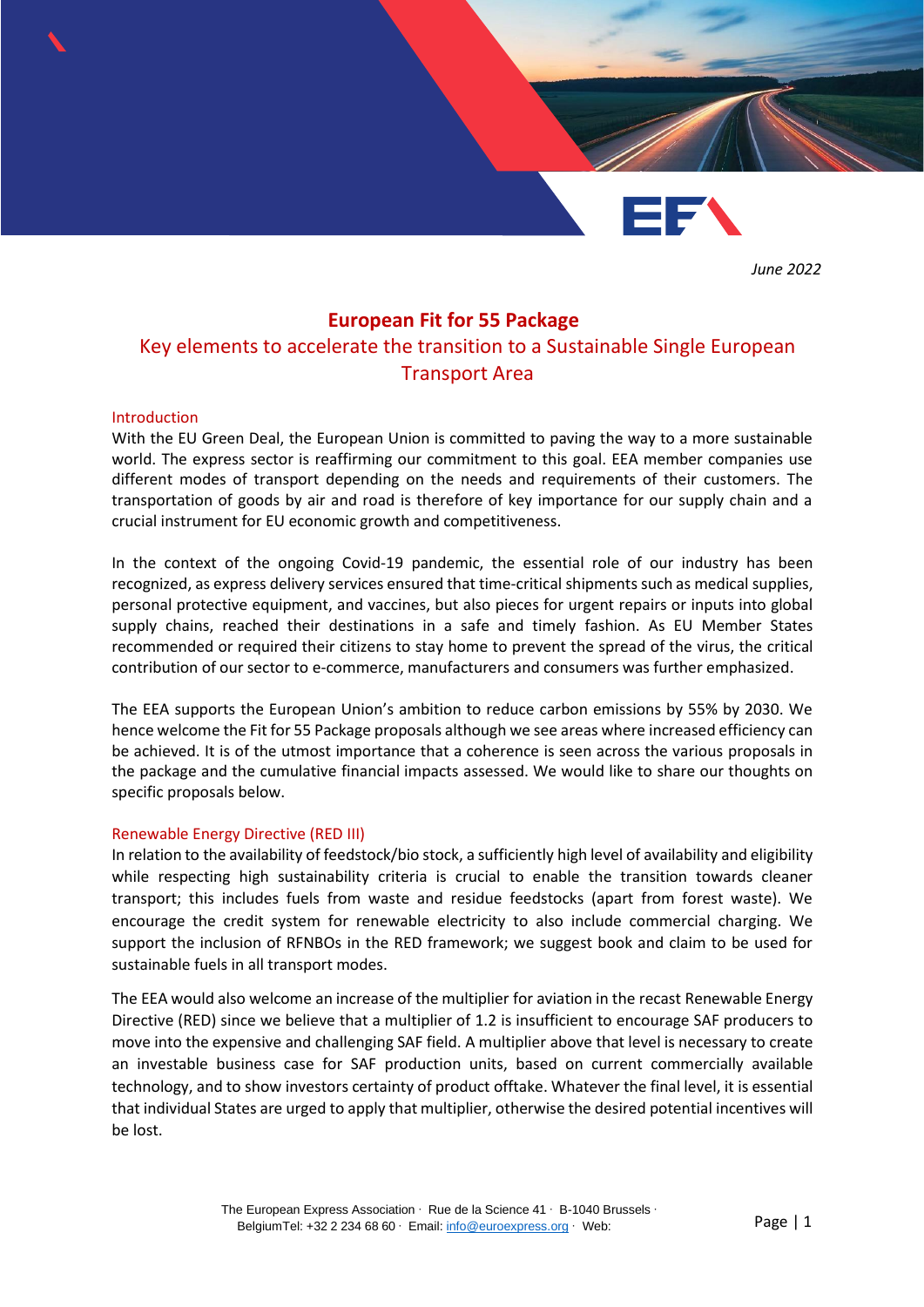*June 2022*

# European Fit for 55 Package

## Key elements to accelerate the transition to a Sustainable Single European Transport Area

### Introduction

With the EU Green Deal, the European Union is committed to paving the way to a more sustainable world. The express sector is reaffirming our commitment to this goal. EEA member companies use different modes of transport depending on the needs and requirements of their customers. The transportation of goods by air and road is therefore of key importance for our supply chain and a crucial instrument for EU economic growth and competitiveness.

In the context of the ongoing Covid-19 pandemic, the essential role of our industry has been recognized, as express delivery services ensured that time-critical shipments such as medical supplies, personal protective equipment, and vaccines, but also pieces for urgent repairs or inputs into global supply chains, reached their destinations in a safe and timely fashion. As EU Member States recommended or required their citizens to stay home to prevent the spread of the virus, the critical contribution of our sector to e-commerce, manufacturers and consumers was further emphasized.

The EEA supports the European Union's ambition to reduce carbon emissions by 55% by 2030. We hence welcome the Fit for 55 Package proposals although we see areas where increased efficiency can be achieved. It is of the utmost importance that a coherence is seen across the various proposals in the package and the cumulative financial impacts assessed. We would like to share our thoughts on specific proposals below.

### Renewable Energy Directive (RED III)

In relation to the availability of feedstock/bio stock, a sufficiently high level of availability and eligibility while respecting high sustainability criteria is crucial to enable the transition towards cleaner transport; this includes fuels from waste and residue feedstocks (apart from forest waste). We encourage the credit system for renewable electricity to also include commercial charging. We support the inclusion of RFNBOs in the RED framework; we suggest book and claim to be used for sustainable fuels in all transport modes.

The EEA would also welcome an increase of the multiplier for aviation in the recast Renewable Energy Directive (RED) since we believe that a multiplier of 1.2 is insufficient to encourage SAF producers to move into the expensive and challenging SAF field. A multiplier above that level is necessary to create an investable business case for SAF production units, based on current commercially available technology, and to show investors certainty of product offtake. Whatever the final level, it is essential that individual States are urged to apply that multiplier, otherwise the desired potential incentives will be lost.

The European Express Association · Rue de la Science 41 · B-1040 Brussels · BelgiumTel: +32 2 234 68 60 · Email: info@euroexpress.org · Web: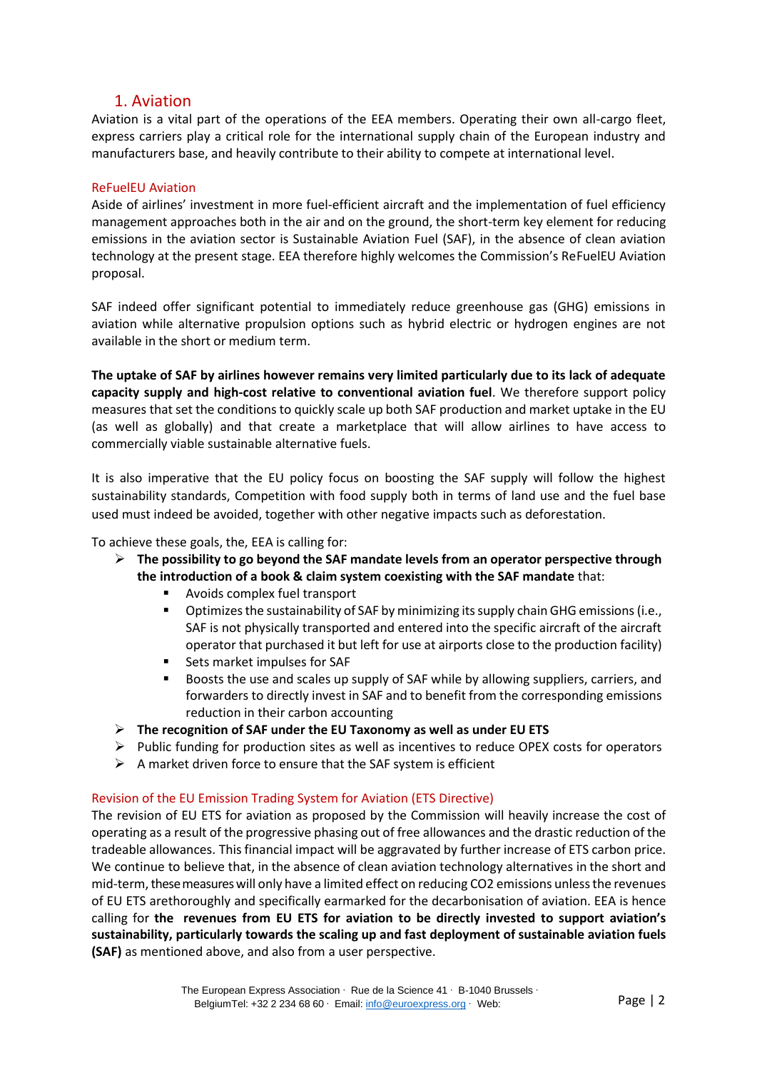## 1. Aviation

Aviation is a vital part of the operations of the EEA members. Operating their own all-cargo fleet, express carriers play a critical role for the international supply chain of the European industry and manufacturers base, and heavily contribute to their ability to compete at international level.

### ReFuelEU Aviation

Aside of airlines' investment in more fuel-efficient aircraft and the implementation of fuel efficiency management approaches both in the air and on the ground, the short-term key element for reducing emissions in the aviation sector is Sustainable Aviation Fuel (SAF), in the absence of clean aviation technology at the present stage. EEA therefore highly welcomes the Commission's ReFuelEU Aviation proposal.

SAF indeed offer significant potential to immediately reduce greenhouse gas (GHG) emissions in aviation while alternative propulsion options such as hybrid electric or hydrogen engines are not available in the short or medium term.

**The uptake of SAF by airlines however remains very limited particularly due to its lack of adequate capacity supply and high-cost relative to conventional aviation fuel**. We therefore support policy measures that set the conditions to quickly scale up both SAF production and market uptake in the EU (as well as globally) and that create a marketplace that will allow airlines to have access to commercially viable sustainable alternative fuels.

It is also imperative that the EU policy focus on boosting the SAF supply will follow the highest sustainability standards, Competition with food supply both in terms of land use and the fuel base used must indeed be avoided, together with other negative impacts such as deforestation.

To achieve these goals, the, EEA is calling for:

- **The possibility to go beyond the SAF mandate levels from an operator perspective through the introduction of a book & claim system coexisting with the SAF mandate** that:
  - Avoids complex fuel transport
  - Optimizes the sustainability of SAF by minimizing its supply chain GHG emissions (i.e., SAF is not physically transported and entered into the specific aircraft of the aircraft operator that purchased it but left for use at airports close to the production facility)
  - Sets market impulses for SAF
  - Boosts the use and scales up supply of SAF while allowing suppliers, carriers, and forwarders to directly invest in SAF and to benefit from the corresponding emissions reduction in their carbon accounting
- **The recognition of SAF under the EU Taxonomy as well as under EU ETS**
- Public funding for production sites as well as incentives to reduce OPEX costs for operators
- A market driven force to ensure that the SAF system is efficient

### Revision of the EU Emission Trading System for Aviation (ETS Directive)

The revision of EU ETS for aviation as proposed by the Commission will heavily increase the cost of operating as a result of the progressive phasing out of free allowances and the drastic reduction of the tradeable allowances. This financial impact will be aggravated by further increase of ETS carbon price. We continue to believe that, in the absence of clean aviation technology alternatives in the short and mid-term, these measures will only have a limited effect on reducing CO2 emissions unless the revenues of EU ETS arethoroughly and specifically earmarked for the decarbonisation of aviation. EEA is hence calling for **the revenues from EU ETS for aviation to be directly invested to support aviation's sustainability, particularly towards the scaling up and fast deployment of sustainable aviation fuels (SAF)** as mentioned above, and also from a user perspective.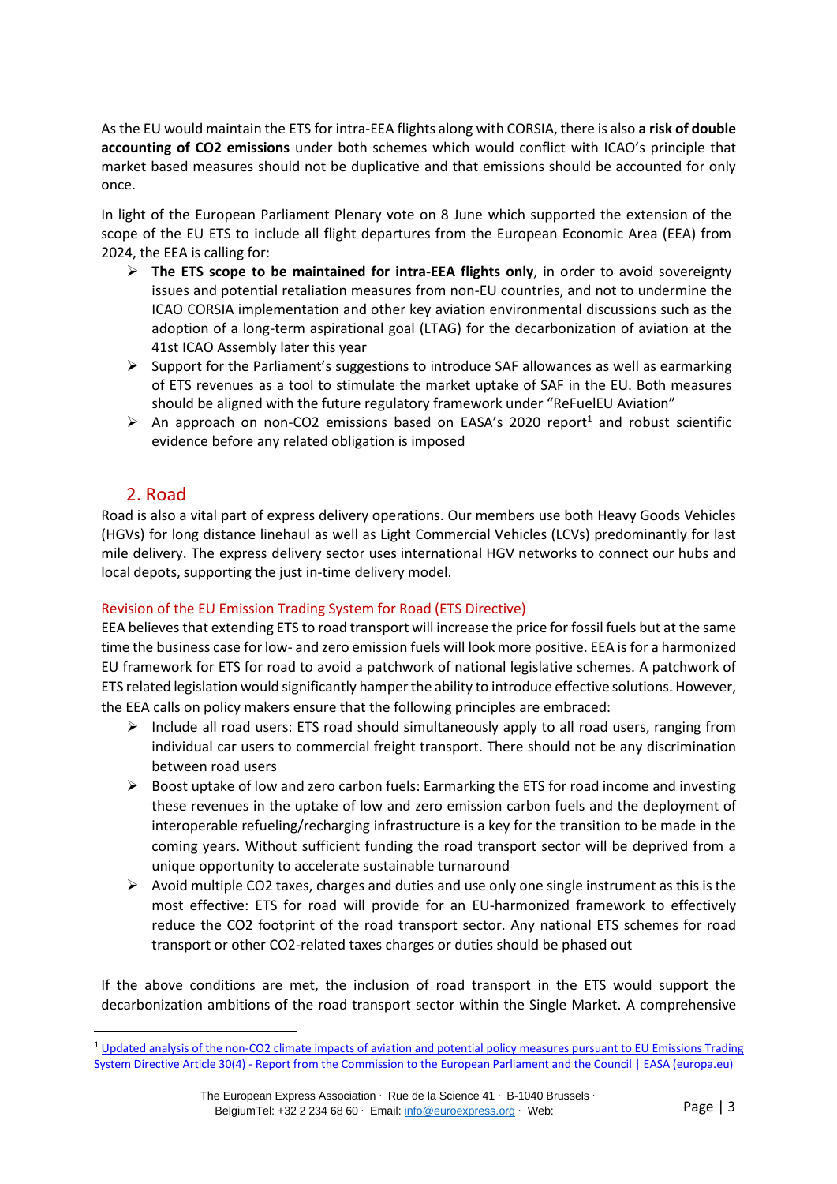As the EU would maintain the ETS for intra-EEA flights along with CORSIA, there is also **a risk of double accounting of CO2 emissions** under both schemes which would conflict with ICAO's principle that market based measures should not be duplicative and that emissions should be accounted for only once.

In light of the European Parliament Plenary vote on 8 June which supported the extension of the scope of the EU ETS to include all flight departures from the European Economic Area (EEA) from 2024, the EEA is calling for:

- **The ETS scope to be maintained for intra-EEA flights only**, in order to avoid sovereignty issues and potential retaliation measures from non-EU countries, and not to undermine the ICAO CORSIA implementation and other key aviation environmental discussions such as the adoption of a long-term aspirational goal (LTAG) for the decarbonization of aviation at the 41st ICAO Assembly later this year
- Support for the Parliament's suggestions to introduce SAF allowances as well as earmarking of ETS revenues as a tool to stimulate the market uptake of SAF in the EU. Both measures should be aligned with the future regulatory framework under "ReFuelEU Aviation"
- An approach on non-CO2 emissions based on EASA's 2020 report[1] and robust scientific evidence before any related obligation is imposed

## 2. Road

Road is also a vital part of express delivery operations. Our members use both Heavy Goods Vehicles (HGVs) for long distance linehaul as well as Light Commercial Vehicles (LCVs) predominantly for last mile delivery. The express delivery sector uses international HGV networks to connect our hubs and local depots, supporting the just in-time delivery model.

### Revision of the EU Emission Trading System for Road (ETS Directive)

EEA believes that extending ETS to road transport will increase the price for fossil fuels but at the same time the business case for low- and zero emission fuels will look more positive. EEA is for a harmonized EU framework for ETS for road to avoid a patchwork of national legislative schemes. A patchwork of ETS related legislation would significantly hamper the ability to introduce effective solutions. However, the EEA calls on policy makers ensure that the following principles are embraced:

- Include all road users: ETS road should simultaneously apply to all road users, ranging from individual car users to commercial freight transport. There should not be any discrimination between road users
- Boost uptake of low and zero carbon fuels: Earmarking the ETS for road income and investing these revenues in the uptake of low and zero emission carbon fuels and the deployment of interoperable refueling/recharging infrastructure is a key for the transition to be made in the coming years. Without sufficient funding the road transport sector will be deprived from a unique opportunity to accelerate sustainable turnaround
- Avoid multiple CO2 taxes, charges and duties and use only one single instrument as this is the most effective: ETS for road will provide for an EU-harmonized framework to effectively reduce the CO2 footprint of the road transport sector. Any national ETS schemes for road transport or other CO2-related taxes charges or duties should be phased out

If the above conditions are met, the inclusion of road transport in the ETS would support the decarbonization ambitions of the road transport sector within the Single Market. A comprehensive

[1] Updated analysis of the non-CO2 climate impacts of aviation and potential policy measures pursuant to EU Emissions Trading System Directive Article 30(4) - Report from the Commission to the European Parliament and the Council | EASA (europa.eu)

The European Express Association · Rue de la Science 41 · B-1040 Brussels · BelgiumTel: +32 2 234 68 60 · Email: info@euroexpress.org · Web: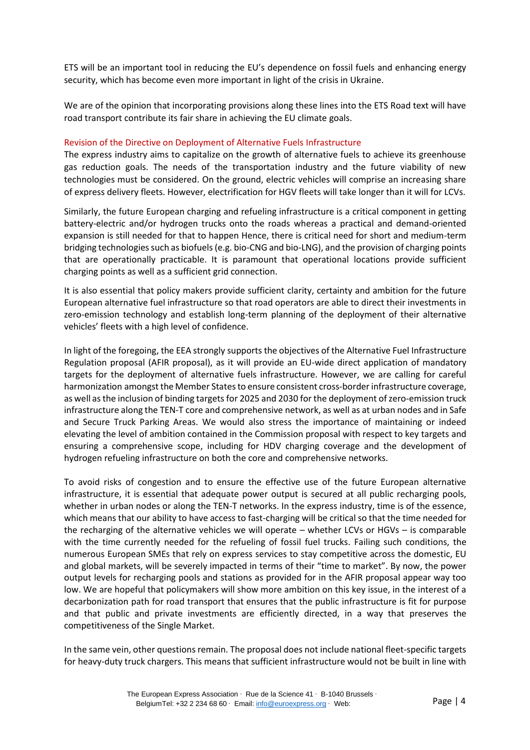ETS will be an important tool in reducing the EU's dependence on fossil fuels and enhancing energy security, which has become even more important in light of the crisis in Ukraine.

We are of the opinion that incorporating provisions along these lines into the ETS Road text will have road transport contribute its fair share in achieving the EU climate goals.

### Revision of the Directive on Deployment of Alternative Fuels Infrastructure

The express industry aims to capitalize on the growth of alternative fuels to achieve its greenhouse gas reduction goals. The needs of the transportation industry and the future viability of new technologies must be considered. On the ground, electric vehicles will comprise an increasing share of express delivery fleets. However, electrification for HGV fleets will take longer than it will for LCVs.

Similarly, the future European charging and refueling infrastructure is a critical component in getting battery-electric and/or hydrogen trucks onto the roads whereas a practical and demand-oriented expansion is still needed for that to happen Hence, there is critical need for short and medium-term bridging technologies such as biofuels (e.g. bio-CNG and bio-LNG), and the provision of charging points that are operationally practicable. It is paramount that operational locations provide sufficient charging points as well as a sufficient grid connection.

It is also essential that policy makers provide sufficient clarity, certainty and ambition for the future European alternative fuel infrastructure so that road operators are able to direct their investments in zero-emission technology and establish long-term planning of the deployment of their alternative vehicles' fleets with a high level of confidence.

In light of the foregoing, the EEA strongly supports the objectives of the Alternative Fuel Infrastructure Regulation proposal (AFIR proposal), as it will provide an EU-wide direct application of mandatory targets for the deployment of alternative fuels infrastructure. However, we are calling for careful harmonization amongst the Member States to ensure consistent cross-border infrastructure coverage, as well as the inclusion of binding targets for 2025 and 2030 for the deployment of zero-emission truck infrastructure along the TEN-T core and comprehensive network, as well as at urban nodes and in Safe and Secure Truck Parking Areas. We would also stress the importance of maintaining or indeed elevating the level of ambition contained in the Commission proposal with respect to key targets and ensuring a comprehensive scope, including for HDV charging coverage and the development of hydrogen refueling infrastructure on both the core and comprehensive networks.

To avoid risks of congestion and to ensure the effective use of the future European alternative infrastructure, it is essential that adequate power output is secured at all public recharging pools, whether in urban nodes or along the TEN-T networks. In the express industry, time is of the essence, which means that our ability to have access to fast-charging will be critical so that the time needed for the recharging of the alternative vehicles we will operate – whether LCVs or HGVs – is comparable with the time currently needed for the refueling of fossil fuel trucks. Failing such conditions, the numerous European SMEs that rely on express services to stay competitive across the domestic, EU and global markets, will be severely impacted in terms of their "time to market". By now, the power output levels for recharging pools and stations as provided for in the AFIR proposal appear way too low. We are hopeful that policymakers will show more ambition on this key issue, in the interest of a decarbonization path for road transport that ensures that the public infrastructure is fit for purpose and that public and private investments are efficiently directed, in a way that preserves the competitiveness of the Single Market.

In the same vein, other questions remain. The proposal does not include national fleet-specific targets for heavy-duty truck chargers. This means that sufficient infrastructure would not be built in line with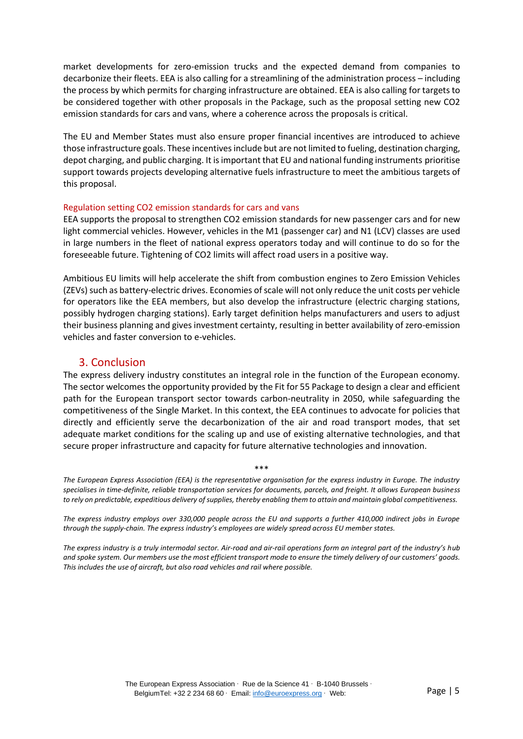market developments for zero-emission trucks and the expected demand from companies to decarbonize their fleets. EEA is also calling for a streamlining of the administration process – including the process by which permits for charging infrastructure are obtained. EEA is also calling for targets to be considered together with other proposals in the Package, such as the proposal setting new CO2 emission standards for cars and vans, where a coherence across the proposals is critical.

The EU and Member States must also ensure proper financial incentives are introduced to achieve those infrastructure goals. These incentives include but are not limited to fueling, destination charging, depot charging, and public charging. It is important that EU and national funding instruments prioritise support towards projects developing alternative fuels infrastructure to meet the ambitious targets of this proposal.

### Regulation setting CO2 emission standards for cars and vans

EEA supports the proposal to strengthen CO2 emission standards for new passenger cars and for new light commercial vehicles. However, vehicles in the M1 (passenger car) and N1 (LCV) classes are used in large numbers in the fleet of national express operators today and will continue to do so for the foreseeable future. Tightening of CO2 limits will affect road users in a positive way.

Ambitious EU limits will help accelerate the shift from combustion engines to Zero Emission Vehicles (ZEVs) such as battery-electric drives. Economies of scale will not only reduce the unit costs per vehicle for operators like the EEA members, but also develop the infrastructure (electric charging stations, possibly hydrogen charging stations). Early target definition helps manufacturers and users to adjust their business planning and gives investment certainty, resulting in better availability of zero-emission vehicles and faster conversion to e-vehicles.

## 3. Conclusion

The express delivery industry constitutes an integral role in the function of the European economy. The sector welcomes the opportunity provided by the Fit for 55 Package to design a clear and efficient path for the European transport sector towards carbon-neutrality in 2050, while safeguarding the competitiveness of the Single Market. In this context, the EEA continues to advocate for policies that directly and efficiently serve the decarbonization of the air and road transport modes, that set adequate market conditions for the scaling up and use of existing alternative technologies, and that secure proper infrastructure and capacity for future alternative technologies and innovation.

***

*The European Express Association (EEA) is the representative organisation for the express industry in Europe. The industry specialises in time-definite, reliable transportation services for documents, parcels, and freight. It allows European business to rely on predictable, expeditious delivery of supplies, thereby enabling them to attain and maintain global competitiveness.*

*The express industry employs over 330,000 people across the EU and supports a further 410,000 indirect jobs in Europe through the supply-chain. The express industry's employees are widely spread across EU member states.*

*The express industry is a truly intermodal sector. Air-road and air-rail operations form an integral part of the industry's hub and spoke system. Our members use the most efficient transport mode to ensure the timely delivery of our customers' goods. This includes the use of aircraft, but also road vehicles and rail where possible.*

The European Express Association · Rue de la Science 41 · B-1040 Brussels · BelgiumTel: +32 2 234 68 60 · Email: info@euroexpress.org · Web: